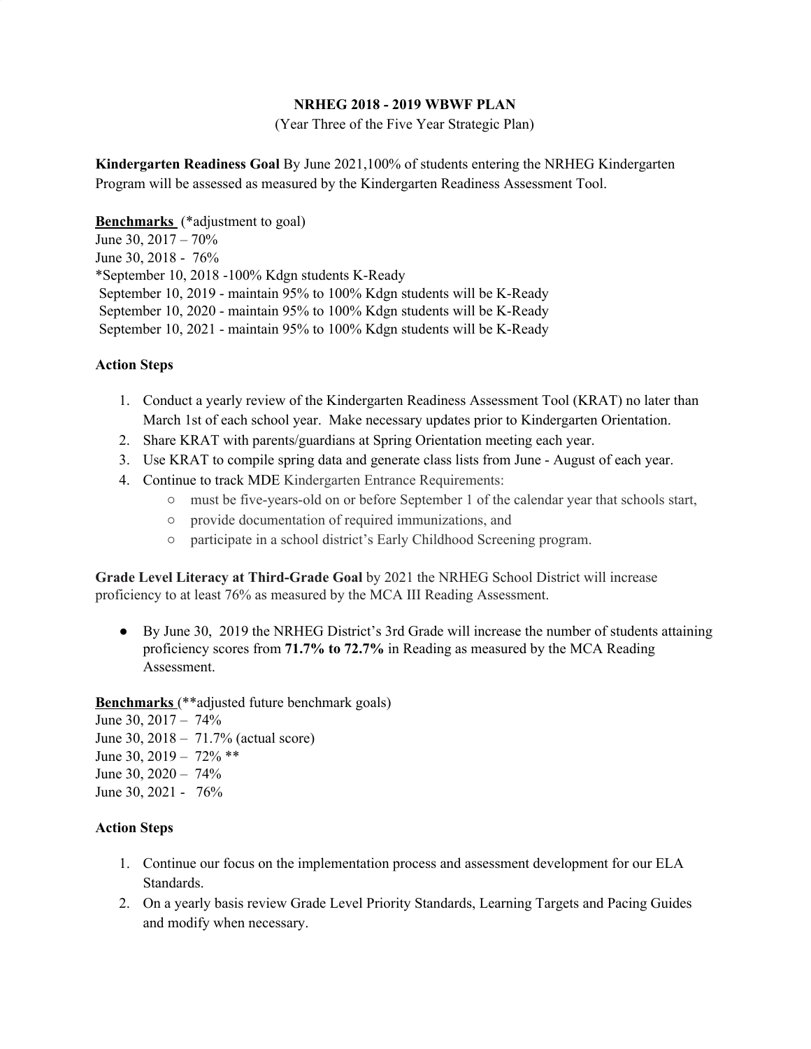**NRHEG 2018 - 2019 WBWF PLAN**

(Year Three of the Five Year Strategic Plan)

**Kindergarten Readiness Goal** By June 2021,100% of students entering the NRHEG Kindergarten Program will be assessed as measured by the Kindergarten Readiness Assessment Tool.

**Benchmarks** (*adjustment to goal)
June 30, 2017 – 70%
June 30, 2018 - 76%
*September 10, 2018 -100% Kdgn students K-Ready
September 10, 2019 - maintain 95% to 100% Kdgn students will be K-Ready
September 10, 2020 - maintain 95% to 100% Kdgn students will be K-Ready
September 10, 2021 - maintain 95% to 100% Kdgn students will be K-Ready

**Action Steps**

1. Conduct a yearly review of the Kindergarten Readiness Assessment Tool (KRAT) no later than March 1st of each school year. Make necessary updates prior to Kindergarten Orientation.
2. Share KRAT with parents/guardians at Spring Orientation meeting each year.
3. Use KRAT to compile spring data and generate class lists from June - August of each year.
4. Continue to track MDE Kindergarten Entrance Requirements:
   - must be five-years-old on or before September 1 of the calendar year that schools start,
   - provide documentation of required immunizations, and
   - participate in a school district's Early Childhood Screening program.

**Grade Level Literacy at Third-Grade Goal** by 2021 the NRHEG School District will increase proficiency to at least 76% as measured by the MCA III Reading Assessment.

- By June 30, 2019 the NRHEG District's 3rd Grade will increase the number of students attaining proficiency scores from **71.7% to 72.7%** in Reading as measured by the MCA Reading Assessment.

**Benchmarks** (**adjusted future benchmark goals)
June 30, 2017 – 74%
June 30, 2018 – 71.7% (actual score)
June 30, 2019 – 72% **
June 30, 2020 – 74%
June 30, 2021 - 76%

**Action Steps**

1. Continue our focus on the implementation process and assessment development for our ELA Standards.
2. On a yearly basis review Grade Level Priority Standards, Learning Targets and Pacing Guides and modify when necessary.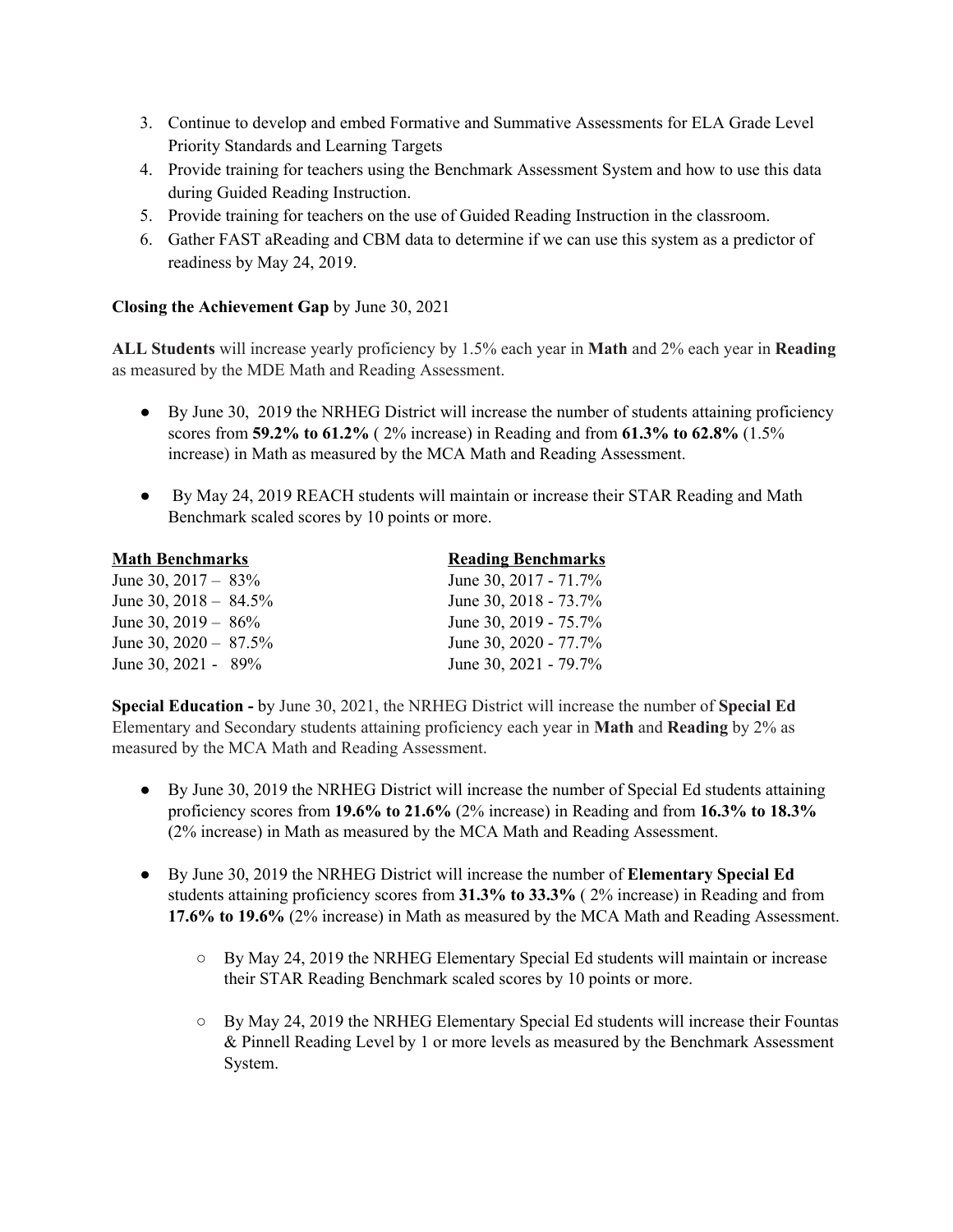3. Continue to develop and embed Formative and Summative Assessments for ELA Grade Level Priority Standards and Learning Targets
4. Provide training for teachers using the Benchmark Assessment System and how to use this data during Guided Reading Instruction.
5. Provide training for teachers on the use of Guided Reading Instruction in the classroom.
6. Gather FAST aReading and CBM data to determine if we can use this system as a predictor of readiness by May 24, 2019.

**Closing the Achievement Gap** by June 30, 2021

**ALL Students** will increase yearly proficiency by 1.5% each year in **Math** and 2% each year in **Reading** as measured by the MDE Math and Reading Assessment.

- By June 30, 2019 the NRHEG District will increase the number of students attaining proficiency scores from **59.2% to 61.2%** ( 2% increase) in Reading and from **61.3% to 62.8%** (1.5% increase) in Math as measured by the MCA Math and Reading Assessment.

- By May 24, 2019 REACH students will maintain or increase their STAR Reading and Math Benchmark scaled scores by 10 points or more.

| Math Benchmarks | Reading Benchmarks |
|---|---|
| June 30, 2017 – 83% | June 30, 2017 - 71.7% |
| June 30, 2018 – 84.5% | June 30, 2018 - 73.7% |
| June 30, 2019 – 86% | June 30, 2019 - 75.7% |
| June 30, 2020 – 87.5% | June 30, 2020 - 77.7% |
| June 30, 2021 - 89% | June 30, 2021 - 79.7% |

**Special Education -** by June 30, 2021, the NRHEG District will increase the number of **Special Ed** Elementary and Secondary students attaining proficiency each year in **Math** and **Reading** by 2% as measured by the MCA Math and Reading Assessment.

- By June 30, 2019 the NRHEG District will increase the number of Special Ed students attaining proficiency scores from **19.6% to 21.6%** (2% increase) in Reading and from **16.3% to 18.3%** (2% increase) in Math as measured by the MCA Math and Reading Assessment.

- By June 30, 2019 the NRHEG District will increase the number of **Elementary Special Ed** students attaining proficiency scores from **31.3% to 33.3%** ( 2% increase) in Reading and from **17.6% to 19.6%** (2% increase) in Math as measured by the MCA Math and Reading Assessment.
    - By May 24, 2019 the NRHEG Elementary Special Ed students will maintain or increase their STAR Reading Benchmark scaled scores by 10 points or more.
    - By May 24, 2019 the NRHEG Elementary Special Ed students will increase their Fountas & Pinnell Reading Level by 1 or more levels as measured by the Benchmark Assessment System.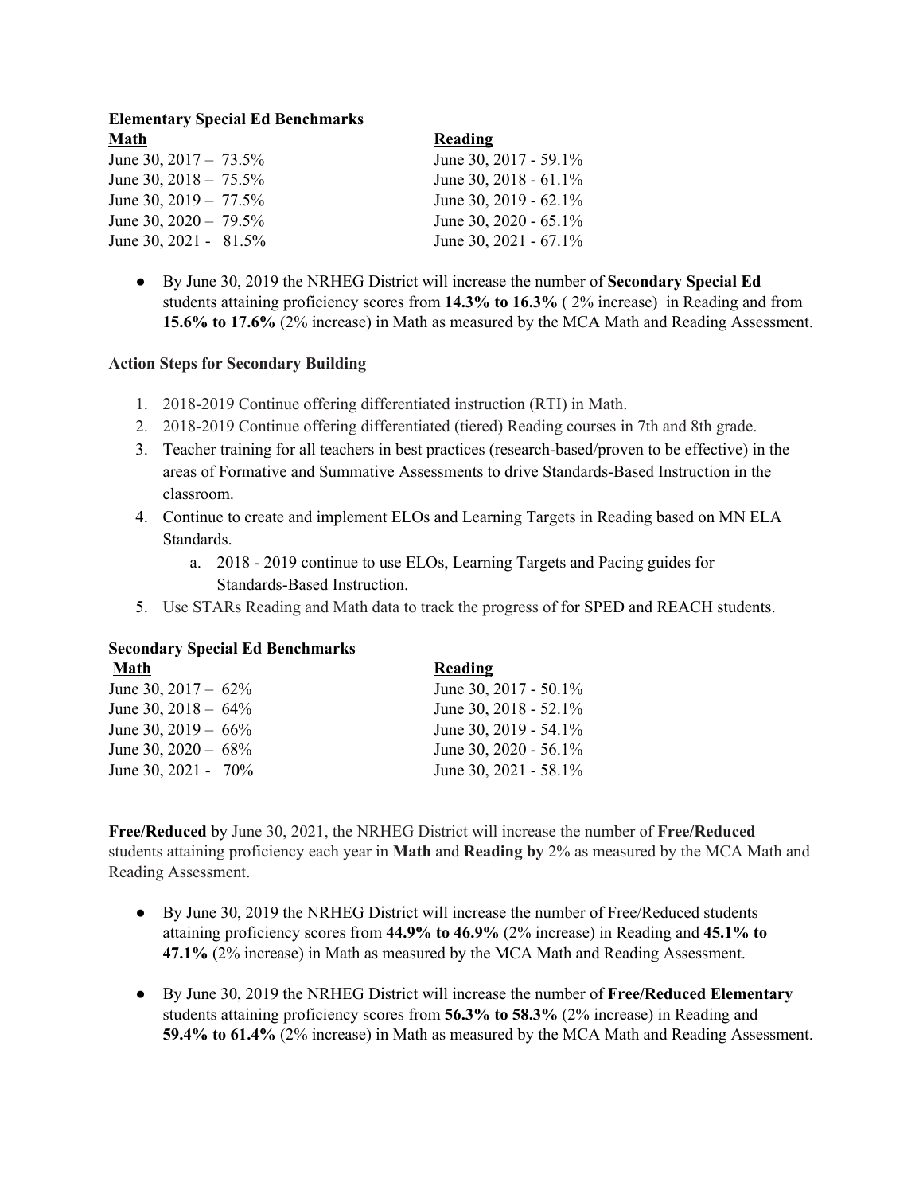**Elementary Special Ed Benchmarks**

| **Math** | **Reading** |
|---|---|
| June 30, 2017 – 73.5% | June 30, 2017 - 59.1% |
| June 30, 2018 – 75.5% | June 30, 2018 - 61.1% |
| June 30, 2019 – 77.5% | June 30, 2019 - 62.1% |
| June 30, 2020 – 79.5% | June 30, 2020 - 65.1% |
| June 30, 2021 - 81.5% | June 30, 2021 - 67.1% |

- By June 30, 2019 the NRHEG District will increase the number of **Secondary Special Ed** students attaining proficiency scores from **14.3% to 16.3%** ( 2% increase) in Reading and from **15.6% to 17.6%** (2% increase) in Math as measured by the MCA Math and Reading Assessment.

**Action Steps for Secondary Building**

1. 2018-2019 Continue offering differentiated instruction (RTI) in Math.
2. 2018-2019 Continue offering differentiated (tiered) Reading courses in 7th and 8th grade.
3. Teacher training for all teachers in best practices (research-based/proven to be effective) in the areas of Formative and Summative Assessments to drive Standards-Based Instruction in the classroom.
4. Continue to create and implement ELOs and Learning Targets in Reading based on MN ELA Standards.
   a. 2018 - 2019 continue to use ELOs, Learning Targets and Pacing guides for Standards-Based Instruction.
5. Use STARs Reading and Math data to track the progress of for SPED and REACH students.

**Secondary Special Ed Benchmarks**

| **Math** | **Reading** |
|---|---|
| June 30, 2017 – 62% | June 30, 2017 - 50.1% |
| June 30, 2018 – 64% | June 30, 2018 - 52.1% |
| June 30, 2019 – 66% | June 30, 2019 - 54.1% |
| June 30, 2020 – 68% | June 30, 2020 - 56.1% |
| June 30, 2021 - 70% | June 30, 2021 - 58.1% |

**Free/Reduced** by June 30, 2021, the NRHEG District will increase the number of **Free/Reduced** students attaining proficiency each year in **Math** and **Reading by** 2% as measured by the MCA Math and Reading Assessment.

- By June 30, 2019 the NRHEG District will increase the number of Free/Reduced students attaining proficiency scores from **44.9% to 46.9%** (2% increase) in Reading and **45.1% to 47.1%** (2% increase) in Math as measured by the MCA Math and Reading Assessment.

- By June 30, 2019 the NRHEG District will increase the number of **Free/Reduced Elementary** students attaining proficiency scores from **56.3% to 58.3%** (2% increase) in Reading and **59.4% to 61.4%** (2% increase) in Math as measured by the MCA Math and Reading Assessment.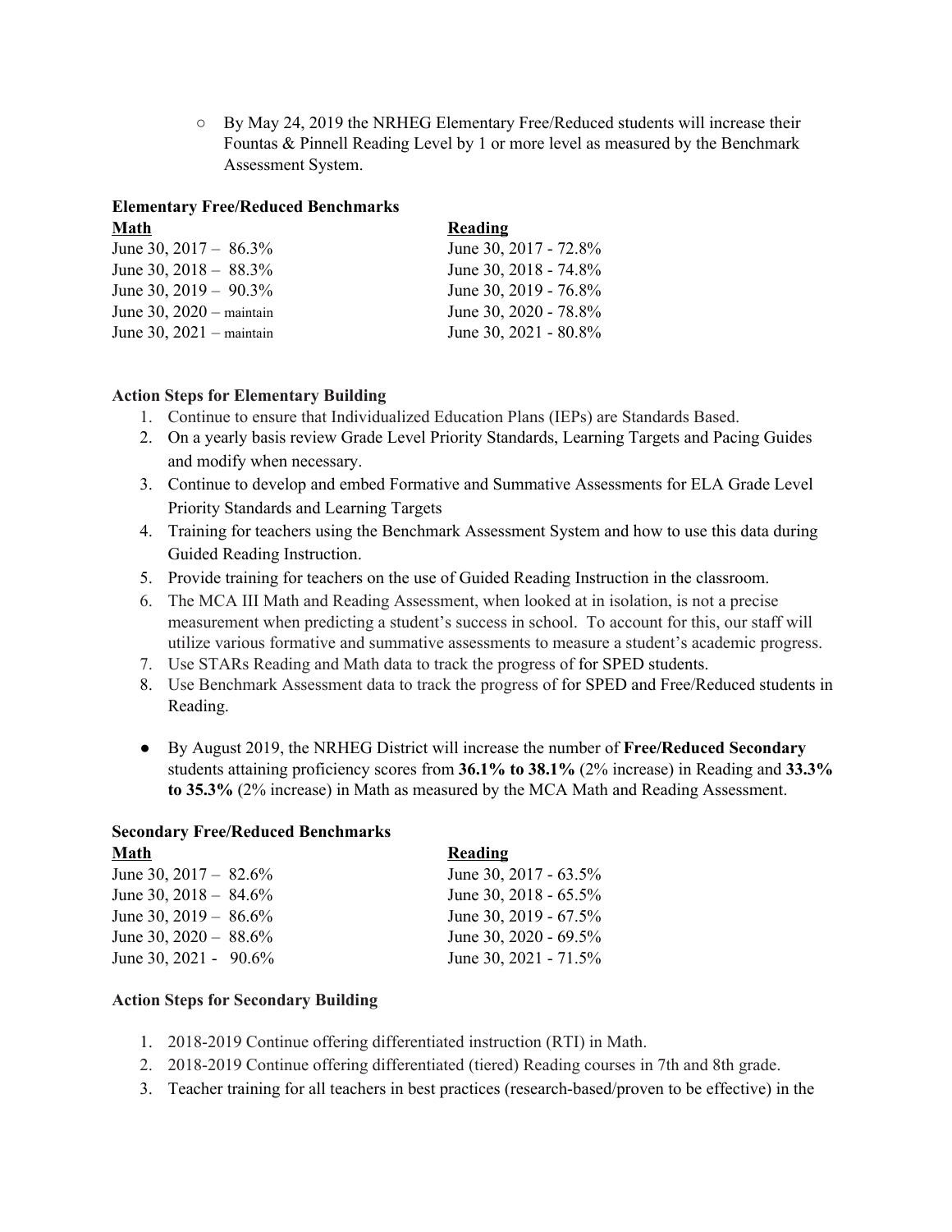- ○ By May 24, 2019 the NRHEG Elementary Free/Reduced students will increase their Fountas & Pinnell Reading Level by 1 or more level as measured by the Benchmark Assessment System.

**Elementary Free/Reduced Benchmarks**

| **Math** | **Reading** |
|---|---|
| June 30, 2017 – 86.3% | June 30, 2017 - 72.8% |
| June 30, 2018 – 88.3% | June 30, 2018 - 74.8% |
| June 30, 2019 – 90.3% | June 30, 2019 - 76.8% |
| June 30, 2020 – maintain | June 30, 2020 - 78.8% |
| June 30, 2021 – maintain | June 30, 2021 - 80.8% |

**Action Steps for Elementary Building**

1. Continue to ensure that Individualized Education Plans (IEPs) are Standards Based.
2. On a yearly basis review Grade Level Priority Standards, Learning Targets and Pacing Guides and modify when necessary.
3. Continue to develop and embed Formative and Summative Assessments for ELA Grade Level Priority Standards and Learning Targets
4. Training for teachers using the Benchmark Assessment System and how to use this data during Guided Reading Instruction.
5. Provide training for teachers on the use of Guided Reading Instruction in the classroom.
6. The MCA III Math and Reading Assessment, when looked at in isolation, is not a precise measurement when predicting a student's success in school. To account for this, our staff will utilize various formative and summative assessments to measure a student's academic progress.
7. Use STARs Reading and Math data to track the progress of for SPED students.
8. Use Benchmark Assessment data to track the progress of for SPED and Free/Reduced students in Reading.

- By August 2019, the NRHEG District will increase the number of **Free/Reduced Secondary** students attaining proficiency scores from **36.1% to 38.1%** (2% increase) in Reading and **33.3% to 35.3%** (2% increase) in Math as measured by the MCA Math and Reading Assessment.

**Secondary Free/Reduced Benchmarks**

| **Math** | **Reading** |
|---|---|
| June 30, 2017 – 82.6% | June 30, 2017 - 63.5% |
| June 30, 2018 – 84.6% | June 30, 2018 - 65.5% |
| June 30, 2019 – 86.6% | June 30, 2019 - 67.5% |
| June 30, 2020 – 88.6% | June 30, 2020 - 69.5% |
| June 30, 2021 - 90.6% | June 30, 2021 - 71.5% |

**Action Steps for Secondary Building**

1. 2018-2019 Continue offering differentiated instruction (RTI) in Math.
2. 2018-2019 Continue offering differentiated (tiered) Reading courses in 7th and 8th grade.
3. Teacher training for all teachers in best practices (research-based/proven to be effective) in the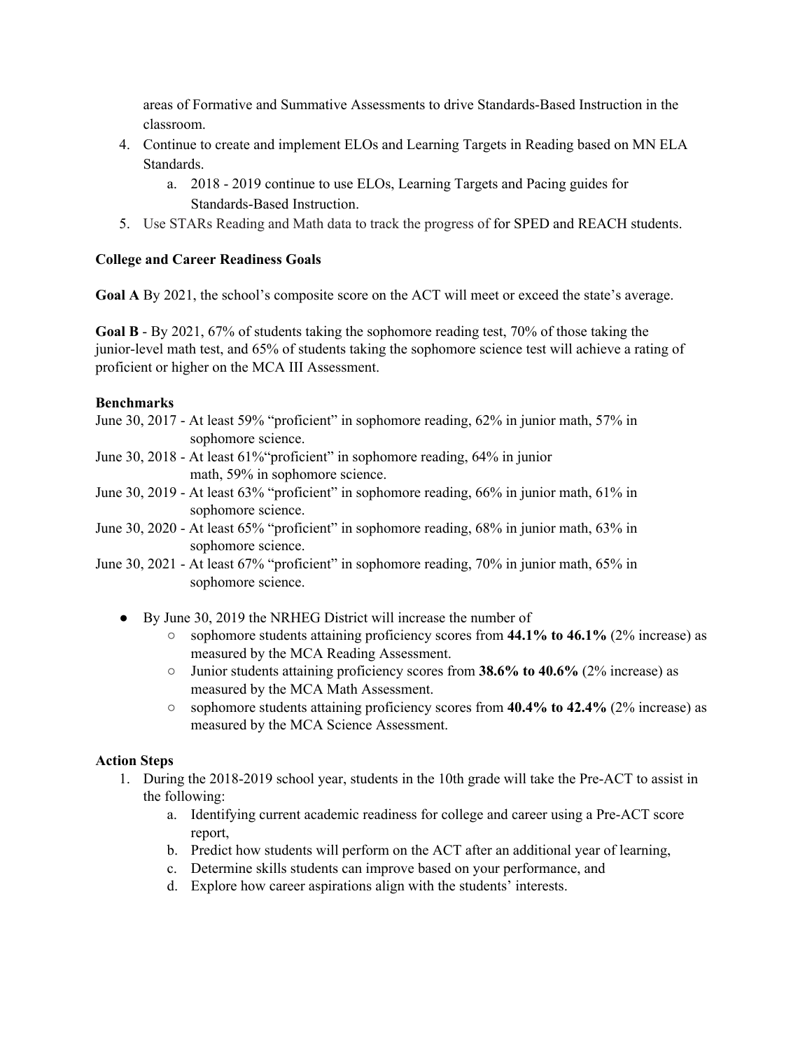areas of Formative and Summative Assessments to drive Standards-Based Instruction in the classroom.

4. Continue to create and implement ELOs and Learning Targets in Reading based on MN ELA Standards.
    a. 2018 - 2019 continue to use ELOs, Learning Targets and Pacing guides for Standards-Based Instruction.
5. Use STARs Reading and Math data to track the progress of for SPED and REACH students.

**College and Career Readiness Goals**

**Goal A** By 2021, the school's composite score on the ACT will meet or exceed the state's average.

**Goal B** - By 2021, 67% of students taking the sophomore reading test, 70% of those taking the junior-level math test, and 65% of students taking the sophomore science test will achieve a rating of proficient or higher on the MCA III Assessment.

**Benchmarks**

June 30, 2017 - At least 59% "proficient" in sophomore reading, 62% in junior math, 57% in sophomore science.
June 30, 2018 - At least 61%"proficient" in sophomore reading, 64% in junior math, 59% in sophomore science.
June 30, 2019 - At least 63% "proficient" in sophomore reading, 66% in junior math, 61% in sophomore science.
June 30, 2020 - At least 65% "proficient" in sophomore reading, 68% in junior math, 63% in sophomore science.
June 30, 2021 - At least 67% "proficient" in sophomore reading, 70% in junior math, 65% in sophomore science.

- By June 30, 2019 the NRHEG District will increase the number of
    - sophomore students attaining proficiency scores from **44.1% to 46.1%** (2% increase) as measured by the MCA Reading Assessment.
    - Junior students attaining proficiency scores from **38.6% to 40.6%** (2% increase) as measured by the MCA Math Assessment.
    - sophomore students attaining proficiency scores from **40.4% to 42.4%** (2% increase) as measured by the MCA Science Assessment.

**Action Steps**

1. During the 2018-2019 school year, students in the 10th grade will take the Pre-ACT to assist in the following:
    a. Identifying current academic readiness for college and career using a Pre-ACT score report,
    b. Predict how students will perform on the ACT after an additional year of learning,
    c. Determine skills students can improve based on your performance, and
    d. Explore how career aspirations align with the students' interests.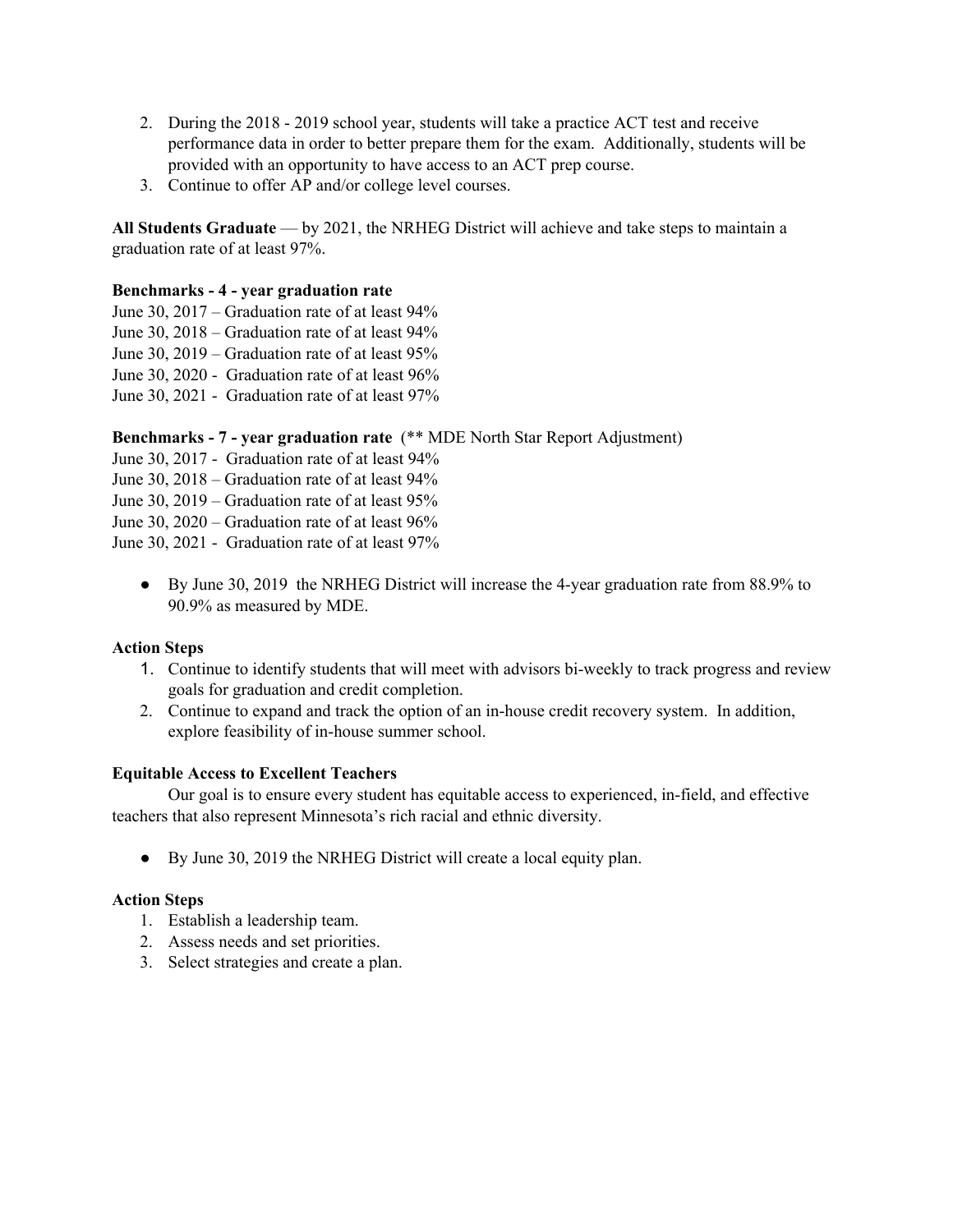2. During the 2018 - 2019 school year, students will take a practice ACT test and receive performance data in order to better prepare them for the exam. Additionally, students will be provided with an opportunity to have access to an ACT prep course.
3. Continue to offer AP and/or college level courses.

**All Students Graduate** — by 2021, the NRHEG District will achieve and take steps to maintain a graduation rate of at least 97%.

**Benchmarks - 4 - year graduation rate**

June 30, 2017 – Graduation rate of at least 94%
June 30, 2018 – Graduation rate of at least 94%
June 30, 2019 – Graduation rate of at least 95%
June 30, 2020 - Graduation rate of at least 96%
June 30, 2021 - Graduation rate of at least 97%

**Benchmarks - 7 - year graduation rate** (** MDE North Star Report Adjustment)

June 30, 2017 - Graduation rate of at least 94%
June 30, 2018 – Graduation rate of at least 94%
June 30, 2019 – Graduation rate of at least 95%
June 30, 2020 – Graduation rate of at least 96%
June 30, 2021 - Graduation rate of at least 97%

- By June 30, 2019 the NRHEG District will increase the 4-year graduation rate from 88.9% to 90.9% as measured by MDE.

**Action Steps**

1. Continue to identify students that will meet with advisors bi-weekly to track progress and review goals for graduation and credit completion.
2. Continue to expand and track the option of an in-house credit recovery system. In addition, explore feasibility of in-house summer school.

**Equitable Access to Excellent Teachers**

Our goal is to ensure every student has equitable access to experienced, in-field, and effective teachers that also represent Minnesota's rich racial and ethnic diversity.

- By June 30, 2019 the NRHEG District will create a local equity plan.

**Action Steps**

1. Establish a leadership team.
2. Assess needs and set priorities.
3. Select strategies and create a plan.